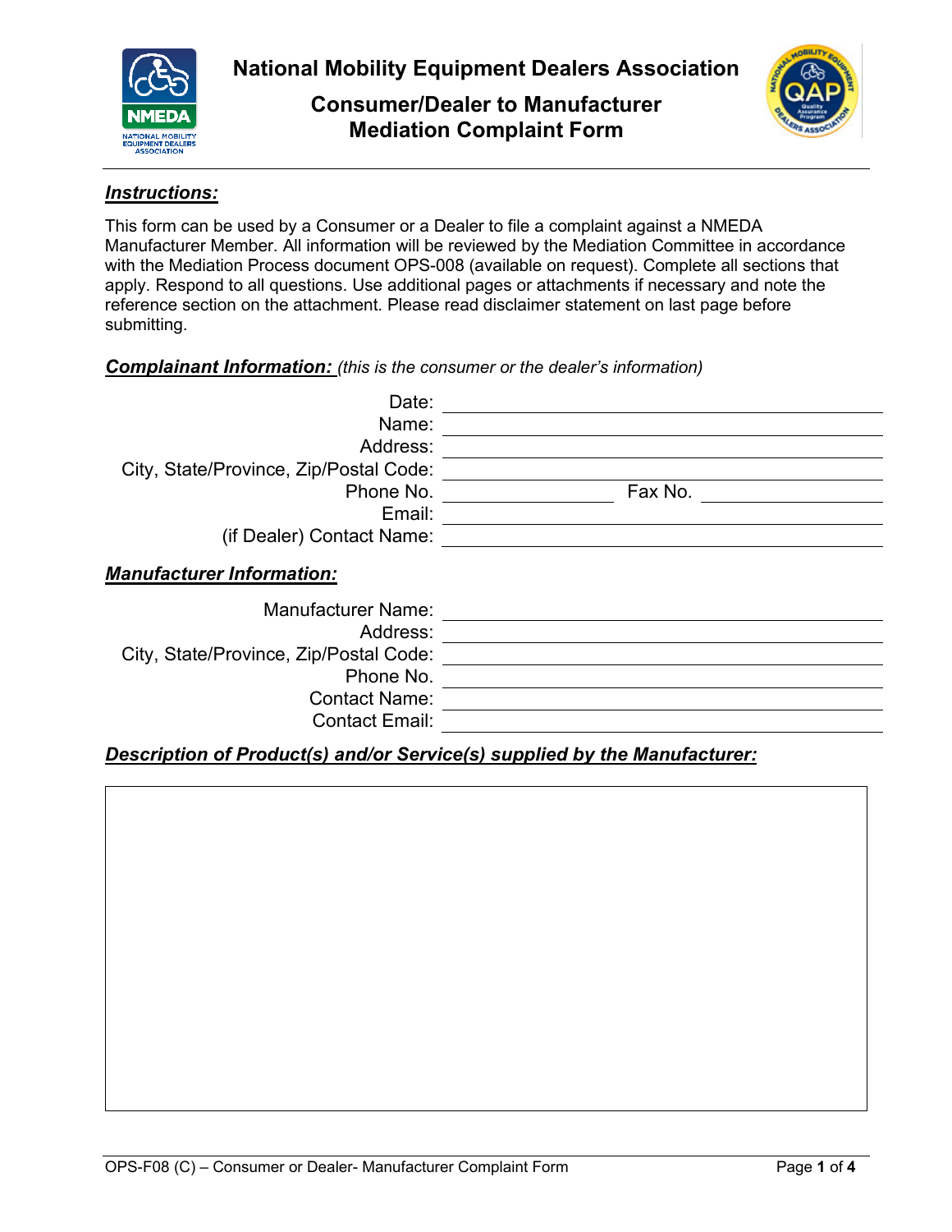# National Mobility Equipment Dealers Association

## Consumer/Dealer to Manufacturer Mediation Complaint Form

### ***Instructions:***

This form can be used by a Consumer or a Dealer to file a complaint against a NMEDA Manufacturer Member. All information will be reviewed by the Mediation Committee in accordance with the Mediation Process document OPS-008 (available on request). Complete all sections that apply. Respond to all questions. Use additional pages or attachments if necessary and note the reference section on the attachment. Please read disclaimer statement on last page before submitting.

### ***Complainant Information:*** *(this is the consumer or the dealer's information)*

Date: ______________________________

Name: ______________________________

Address: ______________________________

City, State/Province, Zip/Postal Code: ______________________________

Phone No. ______________ Fax No. ______________

Email: ______________________________

(if Dealer) Contact Name: ______________________________

### ***Manufacturer Information:***

Manufacturer Name: ______________________________

Address: ______________________________

City, State/Province, Zip/Postal Code: ______________________________

Phone No. ______________________________

Contact Name: ______________________________

Contact Email: ______________________________

### ***Description of Product(s) and/or Service(s) supplied by the Manufacturer:***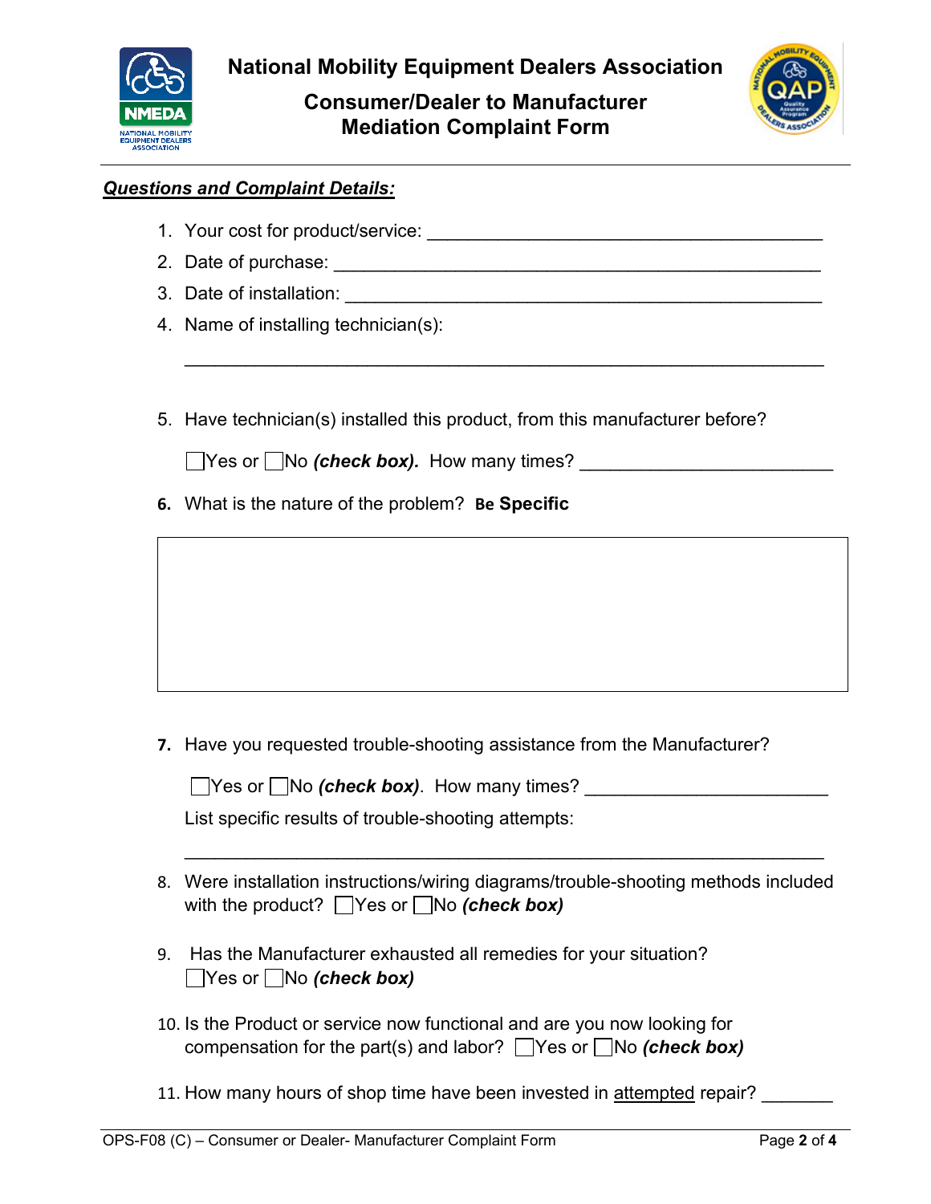National Mobility Equipment Dealers Association

# Consumer/Dealer to Manufacturer Mediation Complaint Form

***Questions and Complaint Details:***

1. Your cost for product/service: ________________________________________
2. Date of purchase: ________________________________________________
3. Date of installation: _____________________________________________
4. Name of installing technician(s):

   ______________________________________________________________

5. Have technician(s) installed this product, from this manufacturer before?

   ☐Yes or ☐No ***(check box).*** How many times? ________________________

6. What is the nature of the problem? **Be Specific**

| |
|---|
| |

7. Have you requested trouble-shooting assistance from the Manufacturer?

   ☐Yes or ☐No ***(check box)***. How many times? ________________________

   List specific results of trouble-shooting attempts:

   ______________________________________________________________

8. Were installation instructions/wiring diagrams/trouble-shooting methods included with the product? ☐Yes or ☐No ***(check box)***

9. Has the Manufacturer exhausted all remedies for your situation?
   ☐Yes or ☐No ***(check box)***

10. Is the Product or service now functional and are you now looking for compensation for the part(s) and labor? ☐Yes or ☐No ***(check box)***

11. How many hours of shop time have been invested in attempted repair? _______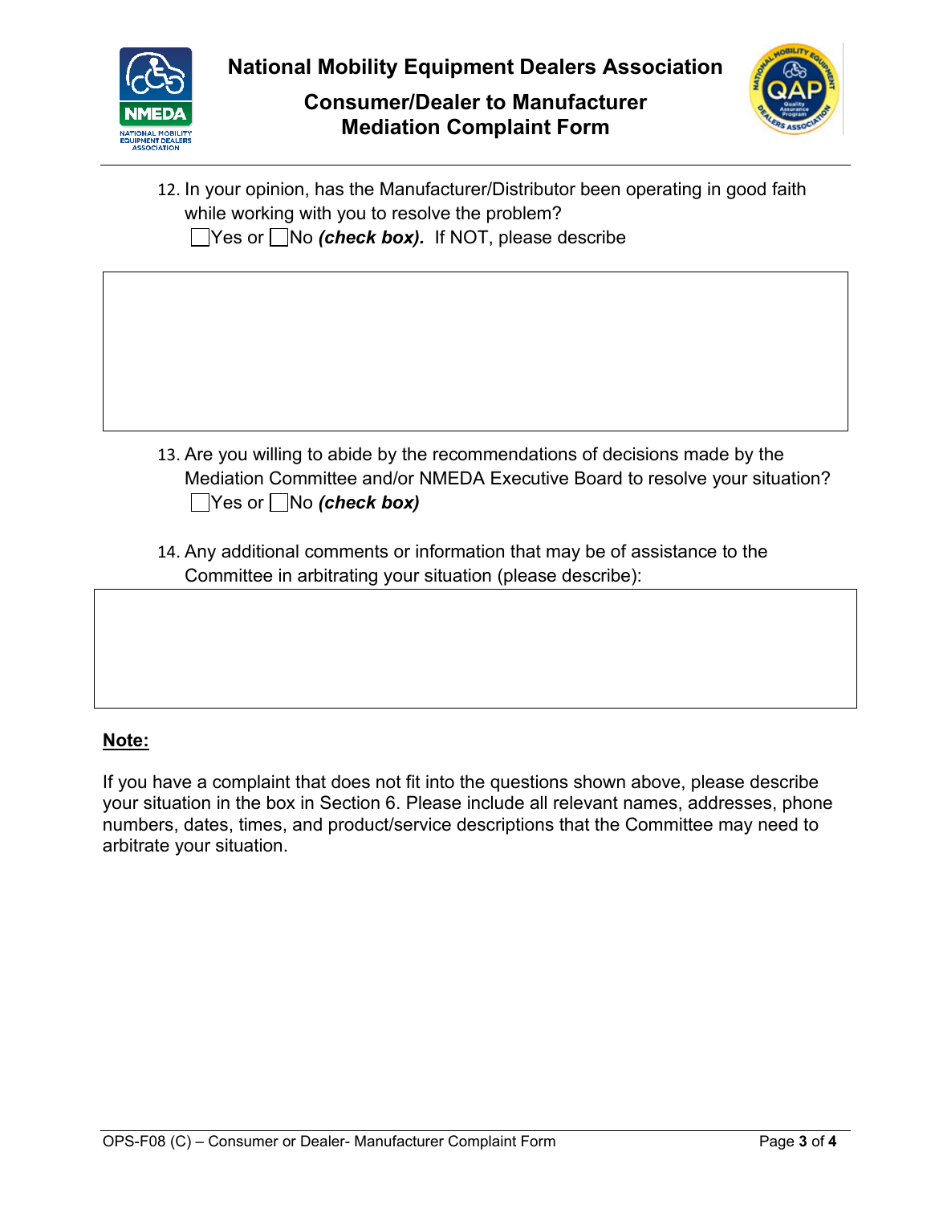12. In your opinion, has the Manufacturer/Distributor been operating in good faith while working with you to resolve the problem?
☐Yes or ☐No ***(check box).*** If NOT, please describe

13. Are you willing to abide by the recommendations of decisions made by the Mediation Committee and/or NMEDA Executive Board to resolve your situation?
☐Yes or ☐No ***(check box)***

14. Any additional comments or information that may be of assistance to the Committee in arbitrating your situation (please describe):

**Note:**

If you have a complaint that does not fit into the questions shown above, please describe your situation in the box in Section 6. Please include all relevant names, addresses, phone numbers, dates, times, and product/service descriptions that the Committee may need to arbitrate your situation.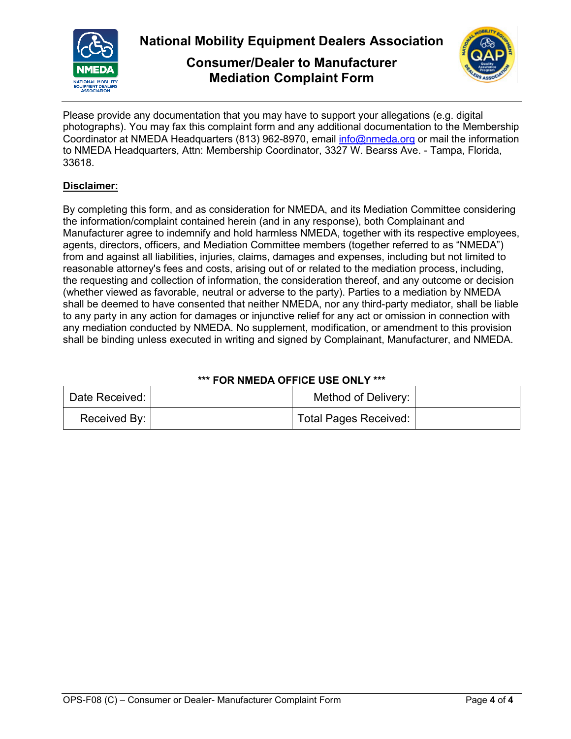Please provide any documentation that you may have to support your allegations (e.g. digital photographs). You may fax this complaint form and any additional documentation to the Membership Coordinator at NMEDA Headquarters (813) 962-8970, email info@nmeda.org or mail the information to NMEDA Headquarters, Attn: Membership Coordinator, 3327 W. Bearss Ave. - Tampa, Florida, 33618.

**Disclaimer:**

By completing this form, and as consideration for NMEDA, and its Mediation Committee considering the information/complaint contained herein (and in any response), both Complainant and Manufacturer agree to indemnify and hold harmless NMEDA, together with its respective employees, agents, directors, officers, and Mediation Committee members (together referred to as "NMEDA") from and against all liabilities, injuries, claims, damages and expenses, including but not limited to reasonable attorney's fees and costs, arising out of or related to the mediation process, including, the requesting and collection of information, the consideration thereof, and any outcome or decision (whether viewed as favorable, neutral or adverse to the party). Parties to a mediation by NMEDA shall be deemed to have consented that neither NMEDA, nor any third-party mediator, shall be liable to any party in any action for damages or injunctive relief for any act or omission in connection with any mediation conducted by NMEDA. No supplement, modification, or amendment to this provision shall be binding unless executed in writing and signed by Complainant, Manufacturer, and NMEDA.

**\*\*\* FOR NMEDA OFFICE USE ONLY \*\*\***

| | | | |
|---|---|---|---|
| Date Received: | | Method of Delivery: | |
| Received By: | | Total Pages Received: | |